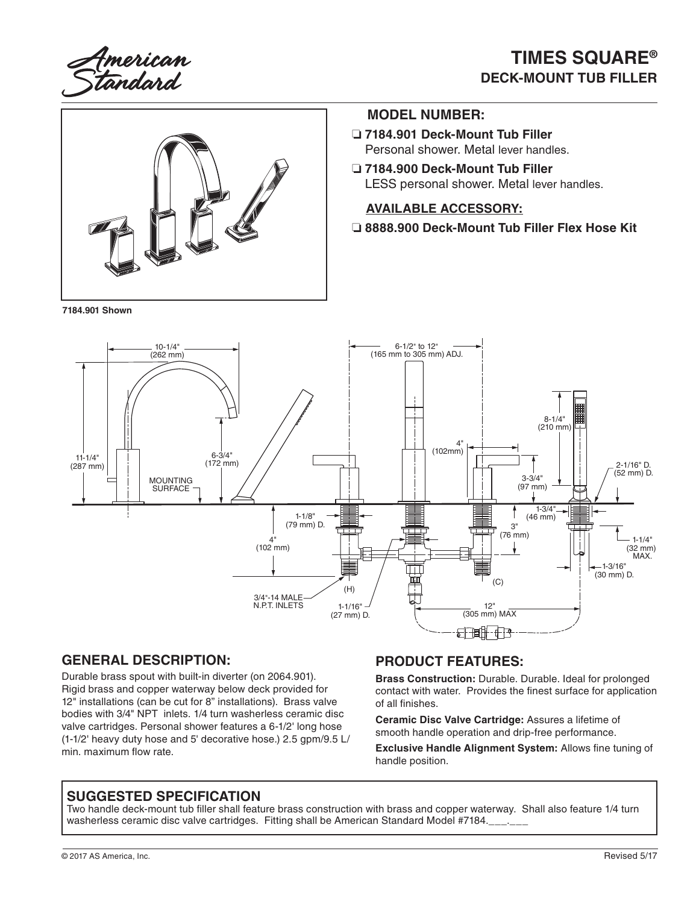# TIMES SQUARE®

## DECK-MOUNT TUB FILLER

## MODEL NUMBER:

- ❑ **7184.901 Deck-Mount Tub Filler**
  Personal shower. Metal lever handles.
- ❑ **7184.900 Deck-Mount Tub Filler**
  LESS personal shower. Metal lever handles.

## AVAILABLE ACCESSORY:

- ❑ **8888.900 Deck-Mount Tub Filler Flex Hose Kit**

**7184.901 Shown**

10-1/4" (262 mm)
6-1/2" to 12" (165 mm to 305 mm) ADJ.
8-1/4" (210 mm)
4" (102mm)
11-1/4" (287 mm)
6-3/4" (172 mm)
2-1/16" D. (52 mm) D.
3-3/4" (97 mm)
MOUNTING SURFACE
1-3/4" (46 mm)
1-1/8" (79 mm) D.
3" (76 mm)
4" (102 mm)
1-1/4" (32 mm) MAX.
1-3/16" (30 mm) D.
(H)
(C)
3/4"-14 MALE N.P.T. INLETS
1-1/16" (27 mm) D.
12" (305 mm) MAX

## GENERAL DESCRIPTION:

Durable brass spout with built-in diverter (on 2064.901). Rigid brass and copper waterway below deck provided for 12" installations (can be cut for 8" installations). Brass valve bodies with 3/4" NPT inlets. 1/4 turn washerless ceramic disc valve cartridges. Personal shower features a 6-1/2' long hose (1-1/2' heavy duty hose and 5' decorative hose.) 2.5 gpm/9.5 L/min. maximum flow rate.

## PRODUCT FEATURES:

**Brass Construction:** Durable. Durable. Ideal for prolonged contact with water. Provides the finest surface for application of all finishes.

**Ceramic Disc Valve Cartridge:** Assures a lifetime of smooth handle operation and drip-free performance.

**Exclusive Handle Alignment System:** Allows fine tuning of handle position.

## SUGGESTED SPECIFICATION

Two handle deck-mount tub filler shall feature brass construction with brass and copper waterway. Shall also feature 1/4 turn washerless ceramic disc valve cartridges. Fitting shall be American Standard Model #7184.___.___

© 2017 AS America, Inc.

Revised 5/17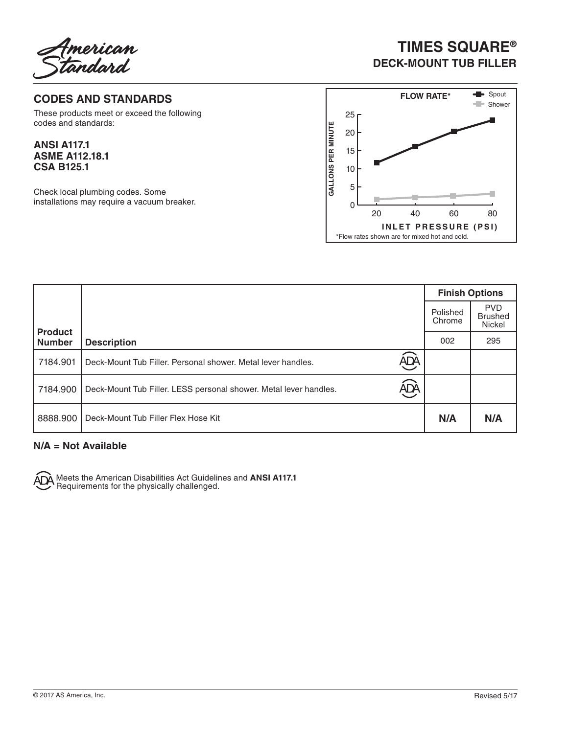# TIMES SQUARE®

## DECK-MOUNT TUB FILLER

## CODES AND STANDARDS

These products meet or exceed the following codes and standards:

**ANSI A117.1**
**ASME A112.18.1**
**CSA B125.1**

Check local plumbing codes. Some installations may require a vacuum breaker.

FLOW RATE*

Spout
Shower

GALLONS PER MINUTE

25
20
15
10
5
0

20 40 60 80

INLET PRESSURE (PSI)

*Flow rates shown are for mixed hot and cold.

| Product Number | Description | Finish Options | |
|---|---|---|---|
| | | Polished Chrome | PVD Brushed Nickel |
| | | 002 | 295 |
| 7184.901 | Deck-Mount Tub Filler. Personal shower. Metal lever handles. ADA | | |
| 7184.900 | Deck-Mount Tub Filler. LESS personal shower. Metal lever handles. ADA | | |
| 8888.900 | Deck-Mount Tub Filler Flex Hose Kit | **N/A** | **N/A** |

**N/A = Not Available**

ADA Meets the American Disabilities Act Guidelines and **ANSI A117.1** Requirements for the physically challenged.

© 2017 AS America, Inc.

Revised 5/17